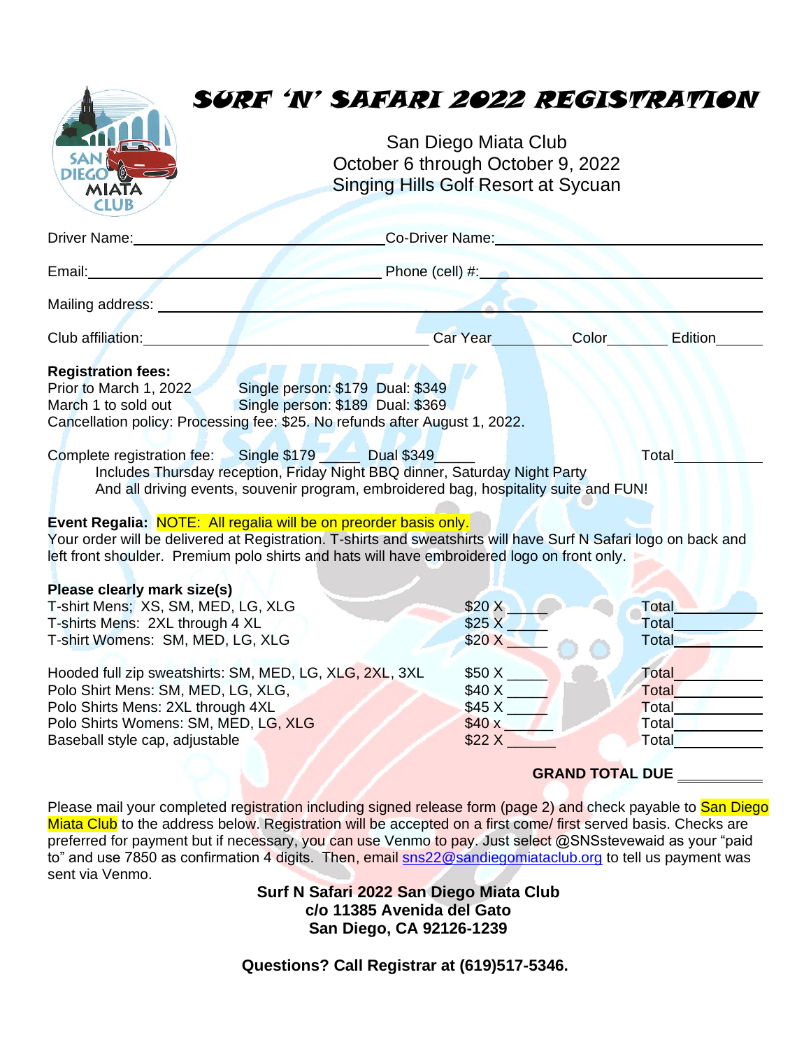# SURF 'N' SAFARI 2022 REGISTRATION

San Diego Miata Club
October 6 through October 9, 2022
Singing Hills Golf Resort at Sycuan

Driver Name:\_\_\_\_\_\_\_\_\_\_\_\_\_\_\_\_\_\_\_\_ Co-Driver Name:\_\_\_\_\_\_\_\_\_\_\_\_\_\_\_\_\_\_\_\_

Email:\_\_\_\_\_\_\_\_\_\_\_\_\_\_\_\_\_\_\_\_ Phone (cell) #:\_\_\_\_\_\_\_\_\_\_\_\_\_\_\_\_\_\_\_\_

Mailing address: \_\_\_\_\_\_\_\_\_\_\_\_\_\_\_\_\_\_\_\_\_\_\_\_\_\_\_\_\_\_\_\_\_\_\_\_\_\_\_\_

Club affiliation:\_\_\_\_\_\_\_\_\_\_\_\_\_\_\_\_\_\_\_\_ Car Year\_\_\_\_\_\_\_\_ Color\_\_\_\_\_\_\_\_ Edition\_\_\_\_\_\_

**Registration fees:**
Prior to March 1, 2022 Single person: $179 Dual: $349
March 1 to sold out Single person: $189 Dual: $369
Cancellation policy: Processing fee: $25. No refunds after August 1, 2022.

Complete registration fee: Single $179 \_\_\_\_\_ Dual $349\_\_\_\_\_ Total\_\_\_\_\_\_\_\_\_\_
Includes Thursday reception, Friday Night BBQ dinner, Saturday Night Party
And all driving events, souvenir program, embroidered bag, hospitality suite and FUN!

**Event Regalia:** NOTE: All regalia will be on preorder basis only.
Your order will be delivered at Registration. T-shirts and sweatshirts will have Surf N Safari logo on back and left front shoulder. Premium polo shirts and hats will have embroidered logo on front only.

**Please clearly mark size(s)**

| Item | Price | Total |
|---|---|---|
| T-shirt Mens; XS, SM, MED, LG, XLG | $20 X \_\_\_\_\_ | Total\_\_\_\_\_\_\_\_\_\_ |
| T-shirts Mens: 2XL through 4 XL | $25 X \_\_\_\_\_ | Total\_\_\_\_\_\_\_\_\_\_ |
| T-shirt Womens: SM, MED, LG, XLG | $20 X \_\_\_\_\_ | Total\_\_\_\_\_\_\_\_\_\_ |
| Hooded full zip sweatshirts: SM, MED, LG, XLG, 2XL, 3XL | $50 X \_\_\_\_\_ | Total\_\_\_\_\_\_\_\_\_\_ |
| Polo Shirt Mens: SM, MED, LG, XLG, | $40 X \_\_\_\_\_ | Total\_\_\_\_\_\_\_\_\_\_ |
| Polo Shirts Mens: 2XL through 4XL | $45 X \_\_\_\_\_ | Total\_\_\_\_\_\_\_\_\_\_ |
| Polo Shirts Womens: SM, MED, LG, XLG | $40 x \_\_\_\_\_ | Total\_\_\_\_\_\_\_\_\_\_ |
| Baseball style cap, adjustable | $22 X \_\_\_\_\_ | Total\_\_\_\_\_\_\_\_\_\_ |

**GRAND TOTAL DUE** \_\_\_\_\_\_\_\_\_\_

Please mail your completed registration including signed release form (page 2) and check payable to San Diego Miata Club to the address below. Registration will be accepted on a first come/ first served basis. Checks are preferred for payment but if necessary, you can use Venmo to pay. Just select @SNSstevewaid as your "paid to" and use 7850 as confirmation 4 digits. Then, email sns22@sandiegomiataclub.org to tell us payment was sent via Venmo.

**Surf N Safari 2022 San Diego Miata Club**
**c/o 11385 Avenida del Gato**
**San Diego, CA 92126-1239**

**Questions? Call Registrar at (619)517-5346.**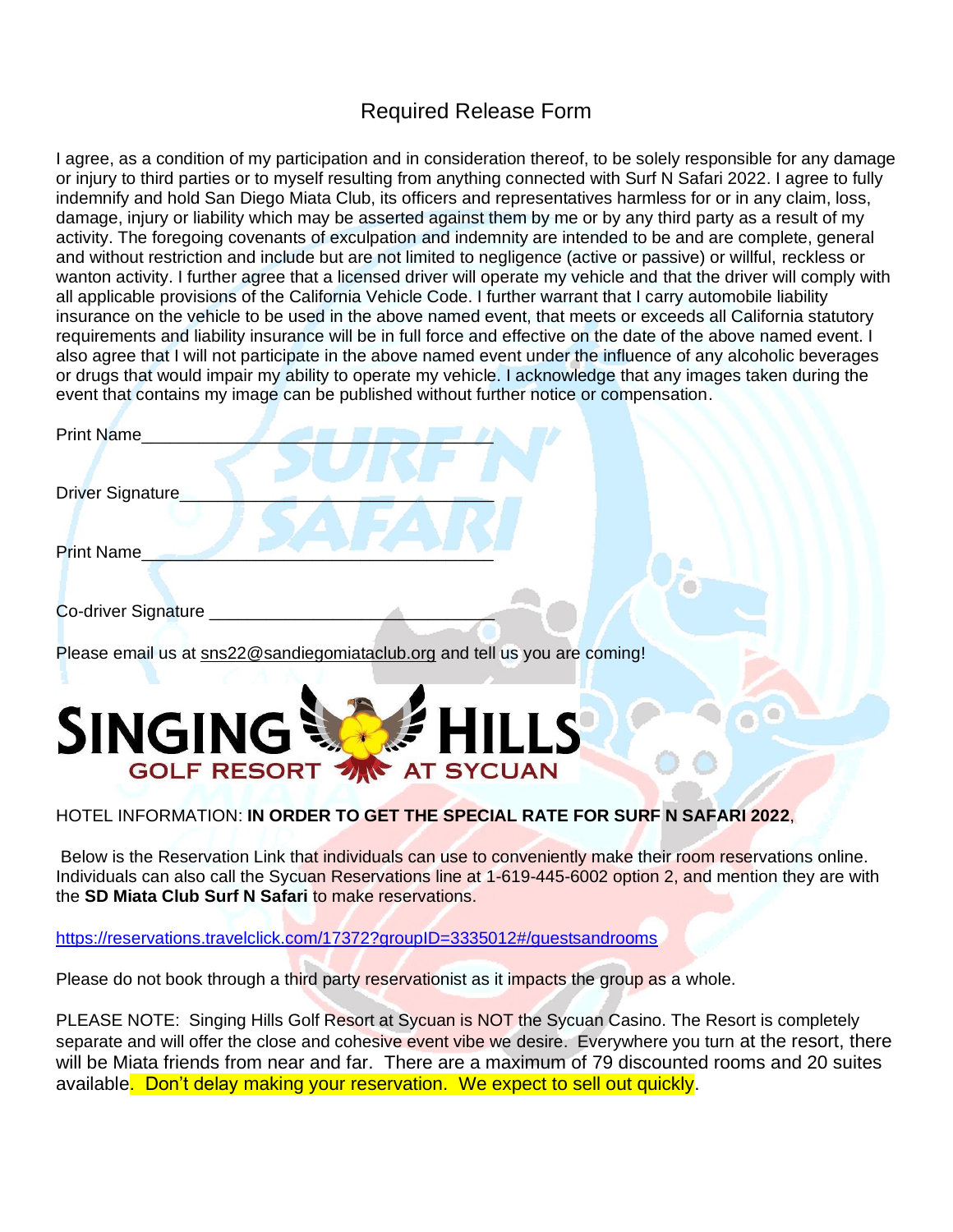# Required Release Form

I agree, as a condition of my participation and in consideration thereof, to be solely responsible for any damage or injury to third parties or to myself resulting from anything connected with Surf N Safari 2022. I agree to fully indemnify and hold San Diego Miata Club, its officers and representatives harmless for or in any claim, loss, damage, injury or liability which may be asserted against them by me or by any third party as a result of my activity. The foregoing covenants of exculpation and indemnity are intended to be and are complete, general and without restriction and include but are not limited to negligence (active or passive) or willful, reckless or wanton activity. I further agree that a licensed driver will operate my vehicle and that the driver will comply with all applicable provisions of the California Vehicle Code. I further warrant that I carry automobile liability insurance on the vehicle to be used in the above named event, that meets or exceeds all California statutory requirements and liability insurance will be in full force and effective on the date of the above named event. I also agree that I will not participate in the above named event under the influence of any alcoholic beverages or drugs that would impair my ability to operate my vehicle. I acknowledge that any images taken during the event that contains my image can be published without further notice or compensation.

Print Name___________________________________

Driver Signature_______________________________

Print Name___________________________________

Co-driver Signature ____________________________

Please email us at sns22@sandiegomiataclub.org and tell us you are coming!

SINGING HILLS GOLF RESORT AT SYCUAN

HOTEL INFORMATION: **IN ORDER TO GET THE SPECIAL RATE FOR SURF N SAFARI 2022**,

Below is the Reservation Link that individuals can use to conveniently make their room reservations online. Individuals can also call the Sycuan Reservations line at 1-619-445-6002 option 2, and mention they are with the **SD Miata Club Surf N Safari** to make reservations.

https://reservations.travelclick.com/17372?groupID=3335012#/guestsandrooms

Please do not book through a third party reservationist as it impacts the group as a whole.

PLEASE NOTE: Singing Hills Golf Resort at Sycuan is NOT the Sycuan Casino. The Resort is completely separate and will offer the close and cohesive event vibe we desire. Everywhere you turn at the resort, there will be Miata friends from near and far. There are a maximum of 79 discounted rooms and 20 suites available. Don't delay making your reservation. We expect to sell out quickly.